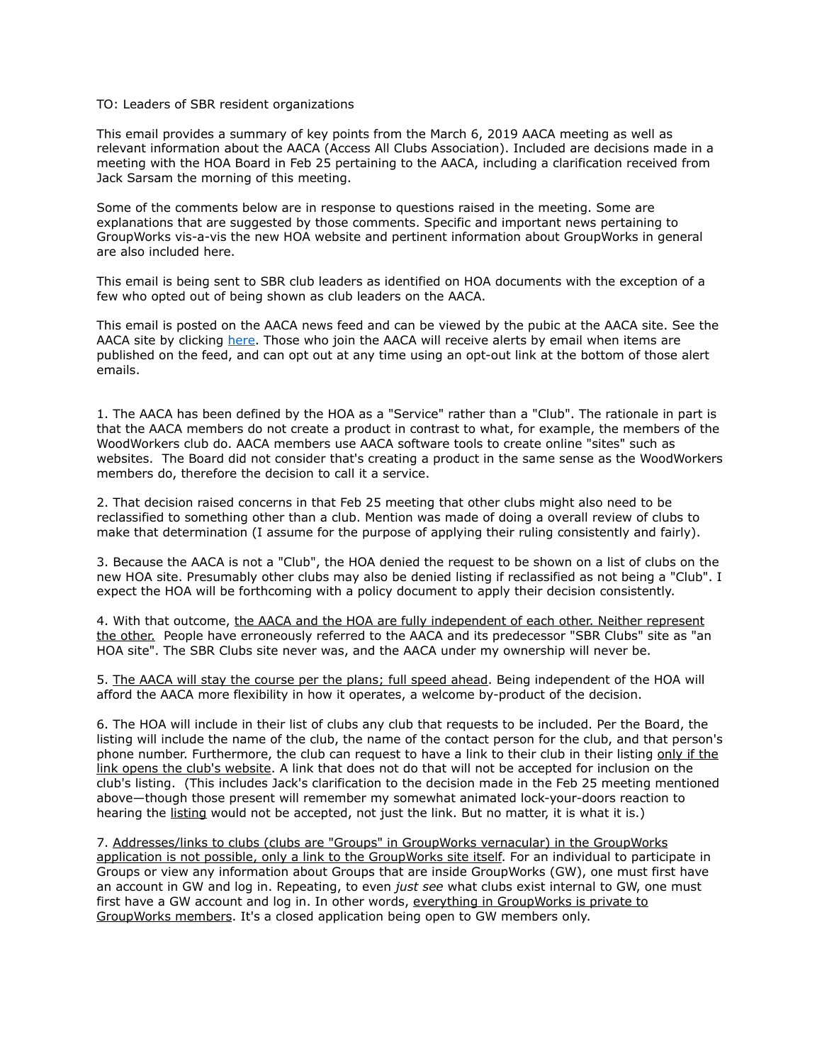TO: Leaders of SBR resident organizations

This email provides a summary of key points from the March 6, 2019 AACA meeting as well as relevant information about the AACA (Access All Clubs Association). Included are decisions made in a meeting with the HOA Board in Feb 25 pertaining to the AACA, including a clarification received from Jack Sarsam the morning of this meeting.

Some of the comments below are in response to questions raised in the meeting. Some are explanations that are suggested by those comments. Specific and important news pertaining to GroupWorks vis-a-vis the new HOA website and pertinent information about GroupWorks in general are also included here.

This email is being sent to SBR club leaders as identified on HOA documents with the exception of a few who opted out of being shown as club leaders on the AACA.

This email is posted on the AACA news feed and can be viewed by the pubic at the AACA site. See the AACA site by clicking here. Those who join the AACA will receive alerts by email when items are published on the feed, and can opt out at any time using an opt-out link at the bottom of those alert emails.

1. The AACA has been defined by the HOA as a "Service" rather than a "Club". The rationale in part is that the AACA members do not create a product in contrast to what, for example, the members of the WoodWorkers club do. AACA members use AACA software tools to create online "sites" such as websites. The Board did not consider that's creating a product in the same sense as the WoodWorkers members do, therefore the decision to call it a service.

2. That decision raised concerns in that Feb 25 meeting that other clubs might also need to be reclassified to something other than a club. Mention was made of doing a overall review of clubs to make that determination (I assume for the purpose of applying their ruling consistently and fairly).

3. Because the AACA is not a "Club", the HOA denied the request to be shown on a list of clubs on the new HOA site. Presumably other clubs may also be denied listing if reclassified as not being a "Club". I expect the HOA will be forthcoming with a policy document to apply their decision consistently.

4. With that outcome, the AACA and the HOA are fully independent of each other. Neither represent the other. People have erroneously referred to the AACA and its predecessor "SBR Clubs" site as "an HOA site". The SBR Clubs site never was, and the AACA under my ownership will never be.

5. The AACA will stay the course per the plans; full speed ahead. Being independent of the HOA will afford the AACA more flexibility in how it operates, a welcome by-product of the decision.

6. The HOA will include in their list of clubs any club that requests to be included. Per the Board, the listing will include the name of the club, the name of the contact person for the club, and that person's phone number. Furthermore, the club can request to have a link to their club in their listing only if the link opens the club's website. A link that does not do that will not be accepted for inclusion on the club's listing. (This includes Jack's clarification to the decision made in the Feb 25 meeting mentioned above—though those present will remember my somewhat animated lock-your-doors reaction to hearing the listing would not be accepted, not just the link. But no matter, it is what it is.)

7. Addresses/links to clubs (clubs are "Groups" in GroupWorks vernacular) in the GroupWorks application is not possible, only a link to the GroupWorks site itself. For an individual to participate in Groups or view any information about Groups that are inside GroupWorks (GW), one must first have an account in GW and log in. Repeating, to even *just see* what clubs exist internal to GW, one must first have a GW account and log in. In other words, everything in GroupWorks is private to GroupWorks members. It's a closed application being open to GW members only.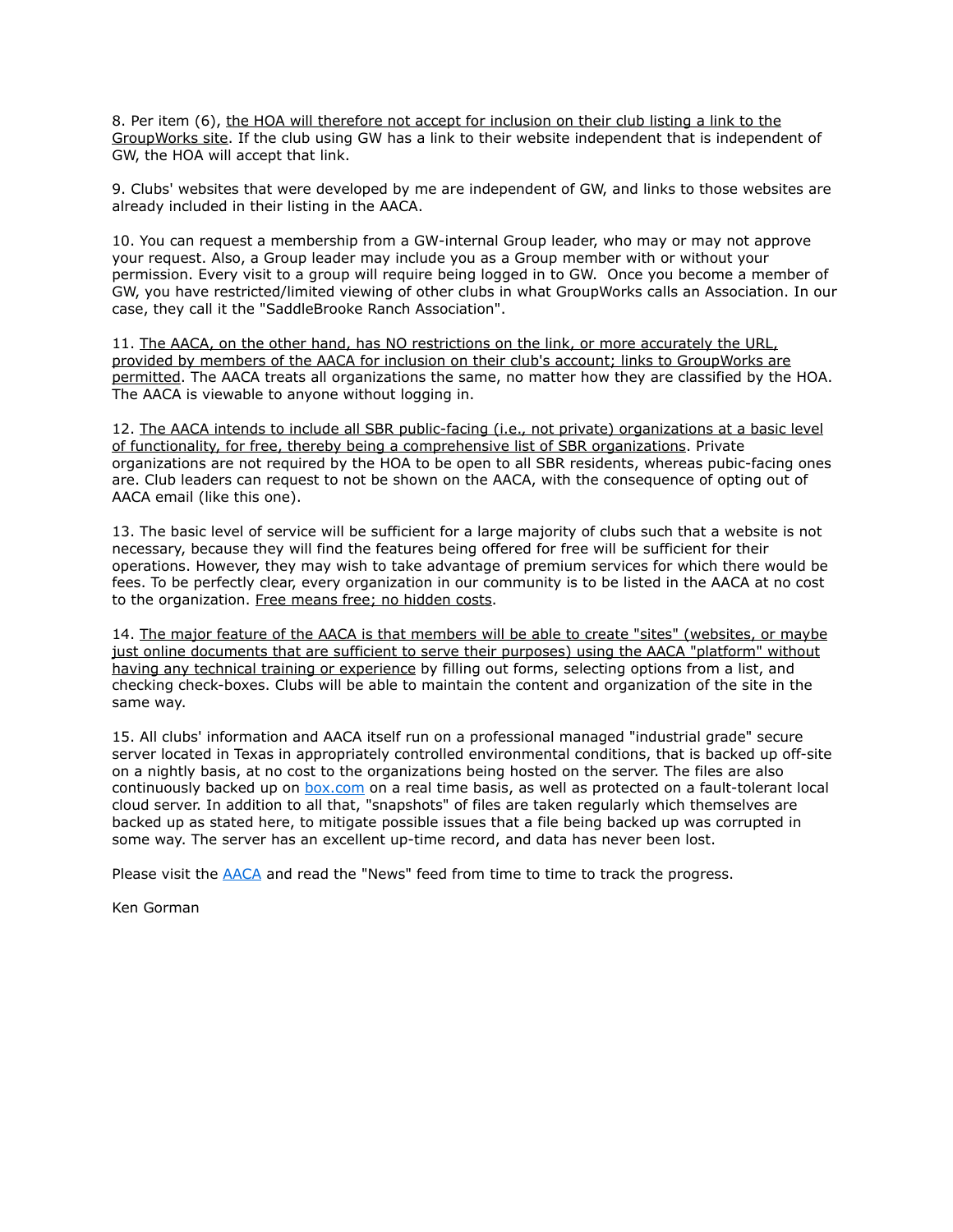8. Per item (6), <u>the HOA will therefore not accept for inclusion on their club listing a link to the GroupWorks site</u>. If the club using GW has a link to their website independent that is independent of GW, the HOA will accept that link.

9. Clubs' websites that were developed by me are independent of GW, and links to those websites are already included in their listing in the AACA.

10. You can request a membership from a GW-internal Group leader, who may or may not approve your request. Also, a Group leader may include you as a Group member with or without your permission. Every visit to a group will require being logged in to GW. Once you become a member of GW, you have restricted/limited viewing of other clubs in what GroupWorks calls an Association. In our case, they call it the "SaddleBrooke Ranch Association".

11. <u>The AACA, on the other hand, has NO restrictions on the link, or more accurately the URL, provided by members of the AACA for inclusion on their club's account; links to GroupWorks are permitted</u>. The AACA treats all organizations the same, no matter how they are classified by the HOA. The AACA is viewable to anyone without logging in.

12. <u>The AACA intends to include all SBR public-facing (i.e., not private) organizations at a basic level of functionality, for free, thereby being a comprehensive list of SBR organizations</u>. Private organizations are not required by the HOA to be open to all SBR residents, whereas pubic-facing ones are. Club leaders can request to not be shown on the AACA, with the consequence of opting out of AACA email (like this one).

13. The basic level of service will be sufficient for a large majority of clubs such that a website is not necessary, because they will find the features being offered for free will be sufficient for their operations. However, they may wish to take advantage of premium services for which there would be fees. To be perfectly clear, every organization in our community is to be listed in the AACA at no cost to the organization. <u>Free means free; no hidden costs</u>.

14. <u>The major feature of the AACA is that members will be able to create "sites" (websites, or maybe just online documents that are sufficient to serve their purposes) using the AACA "platform" without having any technical training or experience</u> by filling out forms, selecting options from a list, and checking check-boxes. Clubs will be able to maintain the content and organization of the site in the same way.

15. All clubs' information and AACA itself run on a professional managed "industrial grade" secure server located in Texas in appropriately controlled environmental conditions, that is backed up off-site on a nightly basis, at no cost to the organizations being hosted on the server. The files are also continuously backed up on box.com on a real time basis, as well as protected on a fault-tolerant local cloud server. In addition to all that, "snapshots" of files are taken regularly which themselves are backed up as stated here, to mitigate possible issues that a file being backed up was corrupted in some way. The server has an excellent up-time record, and data has never been lost.

Please visit the AACA and read the "News" feed from time to time to track the progress.

Ken Gorman